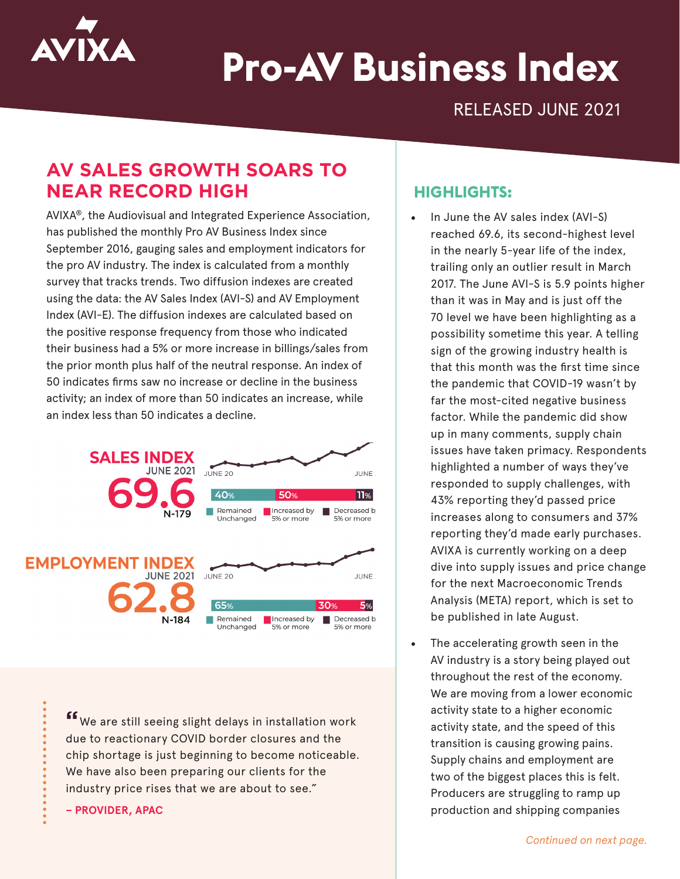# Pro-AV Business Index

RELEASED JUNE 2021

## AV SALES GROWTH SOARS TO NEAR RECORD HIGH

AVIXA®, the Audiovisual and Integrated Experience Association, has published the monthly Pro AV Business Index since September 2016, gauging sales and employment indicators for the pro AV industry. The index is calculated from a monthly survey that tracks trends. Two diffusion indexes are created using the data: the AV Sales Index (AVI-S) and AV Employment Index (AVI-E). The diffusion indexes are calculated based on the positive response frequency from those who indicated their business had a 5% or more increase in billings/sales from the prior month plus half of the neutral response. An index of 50 indicates firms saw no increase or decline in the business activity; an index of more than 50 indicates an increase, while an index less than 50 indicates a decline.

**SALES INDEX**
JUNE 2021
**69.6**
N-179

JUNE 20 — JUNE

| Remained Unchanged | Increased by 5% or more | Decreased by 5% or more |
|---|---|---|
| 40% | 50% | 11% |

**EMPLOYMENT INDEX**
JUNE 2021
**62.8**
N-184

JUNE 20 — JUNE

| Remained Unchanged | Increased by 5% or more | Decreased by 5% or more |
|---|---|---|
| 65% | 30% | 5% |

> "We are still seeing slight delays in installation work due to reactionary COVID border closures and the chip shortage is just beginning to become noticeable. We have also been preparing our clients for the industry price rises that we are about to see."
>
> **– PROVIDER, APAC**

## HIGHLIGHTS:

- In June the AV sales index (AVI-S) reached 69.6, its second-highest level in the nearly 5-year life of the index, trailing only an outlier result in March 2017. The June AVI-S is 5.9 points higher than it was in May and is just off the 70 level we have been highlighting as a possibility sometime this year. A telling sign of the growing industry health is that this month was the first time since the pandemic that COVID-19 wasn't by far the most-cited negative business factor. While the pandemic did show up in many comments, supply chain issues have taken primacy. Respondents highlighted a number of ways they've responded to supply challenges, with 43% reporting they'd passed price increases along to consumers and 37% reporting they'd made early purchases. AVIXA is currently working on a deep dive into supply issues and price change for the next Macroeconomic Trends Analysis (META) report, which is set to be published in late August.
- The accelerating growth seen in the AV industry is a story being played out throughout the rest of the economy. We are moving from a lower economic activity state to a higher economic activity state, and the speed of this transition is causing growing pains. Supply chains and employment are two of the biggest places this is felt. Producers are struggling to ramp up production and shipping companies

*Continued on next page.*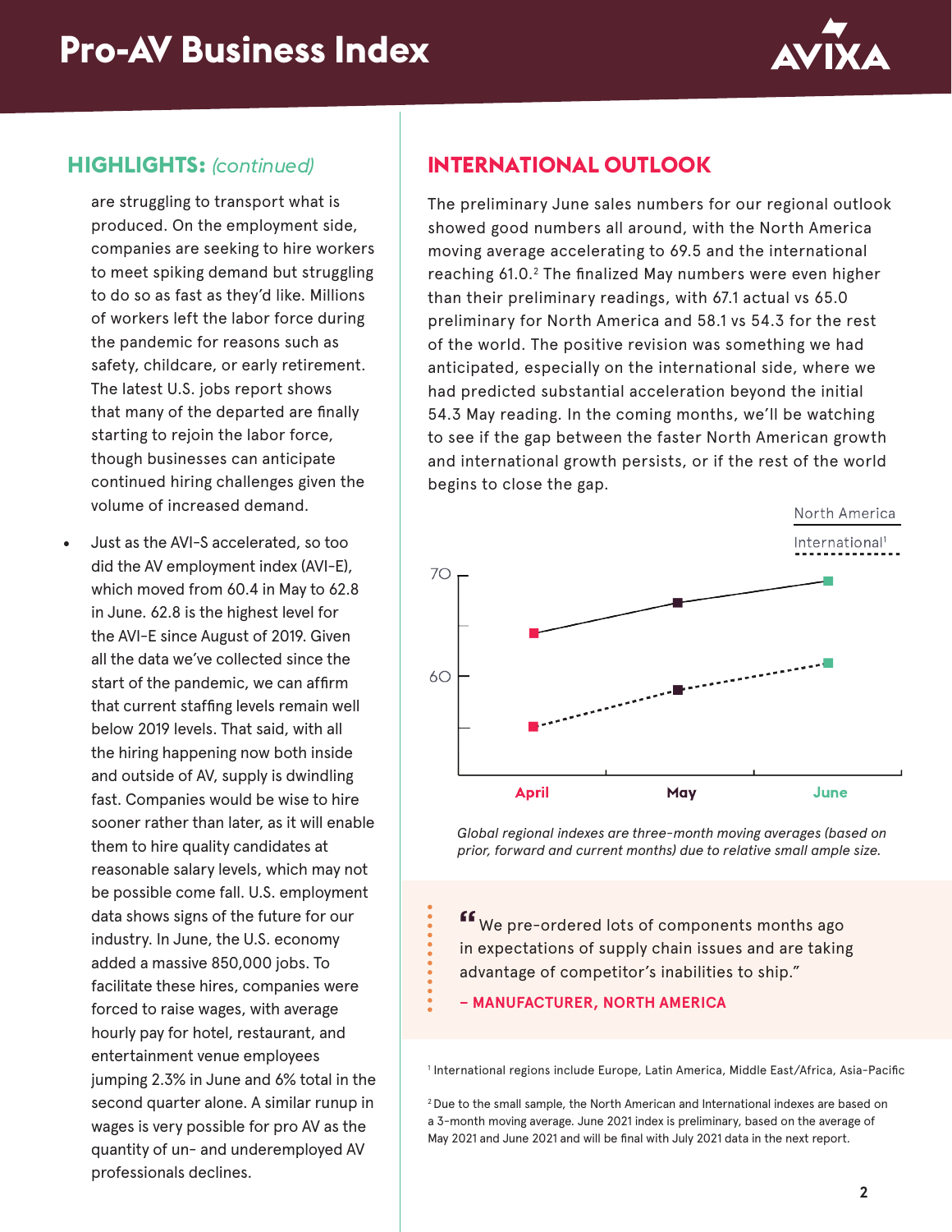## HIGHLIGHTS: *(continued)*

are struggling to transport what is produced. On the employment side, companies are seeking to hire workers to meet spiking demand but struggling to do so as fast as they'd like. Millions of workers left the labor force during the pandemic for reasons such as safety, childcare, or early retirement. The latest U.S. jobs report shows that many of the departed are finally starting to rejoin the labor force, though businesses can anticipate continued hiring challenges given the volume of increased demand.

- Just as the AVI-S accelerated, so too did the AV employment index (AVI-E), which moved from 60.4 in May to 62.8 in June. 62.8 is the highest level for the AVI-E since August of 2019. Given all the data we've collected since the start of the pandemic, we can affirm that current staffing levels remain well below 2019 levels. That said, with all the hiring happening now both inside and outside of AV, supply is dwindling fast. Companies would be wise to hire sooner rather than later, as it will enable them to hire quality candidates at reasonable salary levels, which may not be possible come fall. U.S. employment data shows signs of the future for our industry. In June, the U.S. economy added a massive 850,000 jobs. To facilitate these hires, companies were forced to raise wages, with average hourly pay for hotel, restaurant, and entertainment venue employees jumping 2.3% in June and 6% total in the second quarter alone. A similar runup in wages is very possible for pro AV as the quantity of un- and underemployed AV professionals declines.

## INTERNATIONAL OUTLOOK

The preliminary June sales numbers for our regional outlook showed good numbers all around, with the North America moving average accelerating to 69.5 and the international reaching 61.0.[2] The finalized May numbers were even higher than their preliminary readings, with 67.1 actual vs 65.0 preliminary for North America and 58.1 vs 54.3 for the rest of the world. The positive revision was something we had anticipated, especially on the international side, where we had predicted substantial acceleration beyond the initial 54.3 May reading. In the coming months, we'll be watching to see if the gap between the faster North American growth and international growth persists, or if the rest of the world begins to close the gap.

North America
International[1]

70
60

April | May | June

*Global regional indexes are three-month moving averages (based on prior, forward and current months) due to relative small ample size.*

> "We pre-ordered lots of components months ago in expectations of supply chain issues and are taking advantage of competitor's inabilities to ship."
>
> **– MANUFACTURER, NORTH AMERICA**

[1] International regions include Europe, Latin America, Middle East/Africa, Asia-Pacific

[2] Due to the small sample, the North American and International indexes are based on a 3-month moving average. June 2021 index is preliminary, based on the average of May 2021 and June 2021 and will be final with July 2021 data in the next report.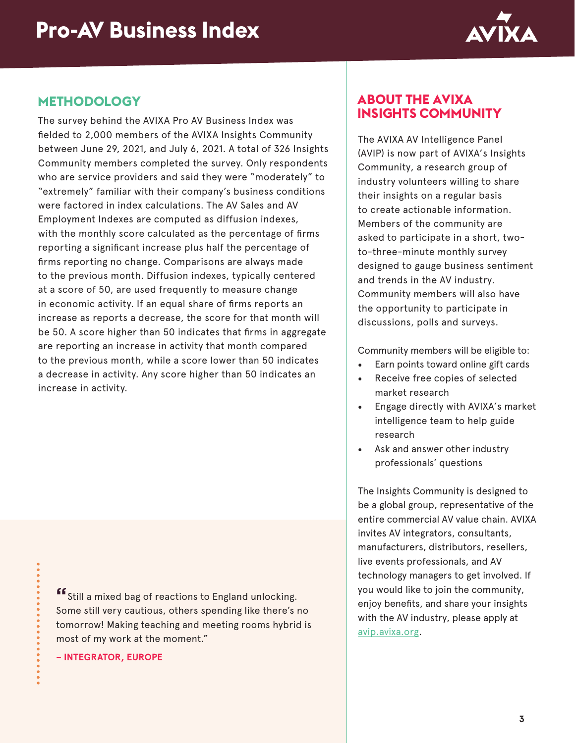## METHODOLOGY

The survey behind the AVIXA Pro AV Business Index was fielded to 2,000 members of the AVIXA Insights Community between June 29, 2021, and July 6, 2021. A total of 326 Insights Community members completed the survey. Only respondents who are service providers and said they were "moderately" to "extremely" familiar with their company's business conditions were factored in index calculations. The AV Sales and AV Employment Indexes are computed as diffusion indexes, with the monthly score calculated as the percentage of firms reporting a significant increase plus half the percentage of firms reporting no change. Comparisons are always made to the previous month. Diffusion indexes, typically centered at a score of 50, are used frequently to measure change in economic activity. If an equal share of firms reports an increase as reports a decrease, the score for that month will be 50. A score higher than 50 indicates that firms in aggregate are reporting an increase in activity that month compared to the previous month, while a score lower than 50 indicates a decrease in activity. Any score higher than 50 indicates an increase in activity.

> "Still a mixed bag of reactions to England unlocking. Some still very cautious, others spending like there's no tomorrow! Making teaching and meeting rooms hybrid is most of my work at the moment."
>
> **– INTEGRATOR, EUROPE**

## ABOUT THE AVIXA INSIGHTS COMMUNITY

The AVIXA AV Intelligence Panel (AVIP) is now part of AVIXA's Insights Community, a research group of industry volunteers willing to share their insights on a regular basis to create actionable information. Members of the community are asked to participate in a short, two-to-three-minute monthly survey designed to gauge business sentiment and trends in the AV industry. Community members will also have the opportunity to participate in discussions, polls and surveys.

Community members will be eligible to:

- Earn points toward online gift cards
- Receive free copies of selected market research
- Engage directly with AVIXA's market intelligence team to help guide research
- Ask and answer other industry professionals' questions

The Insights Community is designed to be a global group, representative of the entire commercial AV value chain. AVIXA invites AV integrators, consultants, manufacturers, distributors, resellers, live events professionals, and AV technology managers to get involved. If you would like to join the community, enjoy benefits, and share your insights with the AV industry, please apply at avip.avixa.org.